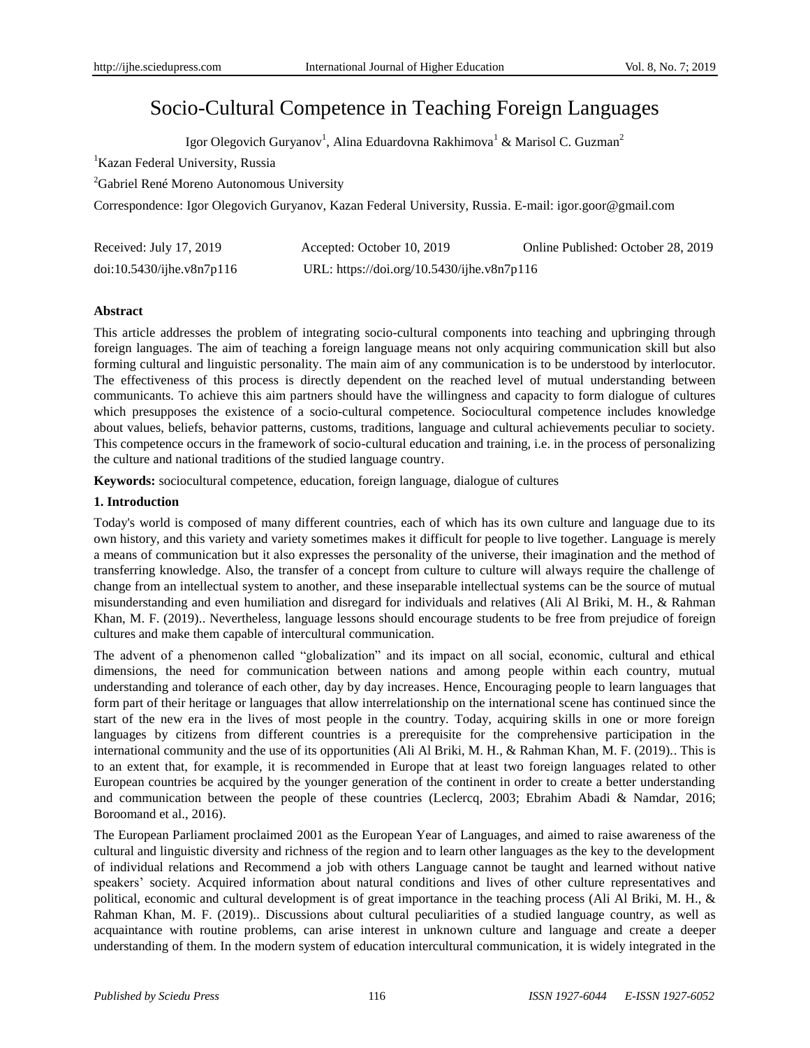# Socio-Cultural Competence in Teaching Foreign Languages

Igor Olegovich Guryanov[1], Alina Eduardovna Rakhimova[1] & Marisol C. Guzman[2]

[1]Kazan Federal University, Russia

[2]Gabriel René Moreno Autonomous University

Correspondence: Igor Olegovich Guryanov, Kazan Federal University, Russia. E-mail: igor.goor@gmail.com

| | | |
|---|---|---|
| Received: July 17, 2019 | Accepted: October 10, 2019 | Online Published: October 28, 2019 |
| doi:10.5430/ijhe.v8n7p116 | URL: https://doi.org/10.5430/ijhe.v8n7p116 | |

**Abstract**

This article addresses the problem of integrating socio-cultural components into teaching and upbringing through foreign languages. The aim of teaching a foreign language means not only acquiring communication skill but also forming cultural and linguistic personality. The main aim of any communication is to be understood by interlocutor. The effectiveness of this process is directly dependent on the reached level of mutual understanding between communicants. To achieve this aim partners should have the willingness and capacity to form dialogue of cultures which presupposes the existence of a socio-cultural competence. Sociocultural competence includes knowledge about values, beliefs, behavior patterns, customs, traditions, language and cultural achievements peculiar to society. This competence occurs in the framework of socio-cultural education and training, i.e. in the process of personalizing the culture and national traditions of the studied language country.

**Keywords:** sociocultural competence, education, foreign language, dialogue of cultures

## 1. Introduction

Today's world is composed of many different countries, each of which has its own culture and language due to its own history, and this variety and variety sometimes makes it difficult for people to live together. Language is merely a means of communication but it also expresses the personality of the universe, their imagination and the method of transferring knowledge. Also, the transfer of a concept from culture to culture will always require the challenge of change from an intellectual system to another, and these inseparable intellectual systems can be the source of mutual misunderstanding and even humiliation and disregard for individuals and relatives (Ali Al Briki, M. H., & Rahman Khan, M. F. (2019).. Nevertheless, language lessons should encourage students to be free from prejudice of foreign cultures and make them capable of intercultural communication.

The advent of a phenomenon called "globalization" and its impact on all social, economic, cultural and ethical dimensions, the need for communication between nations and among people within each country, mutual understanding and tolerance of each other, day by day increases. Hence, Encouraging people to learn languages that form part of their heritage or languages that allow interrelationship on the international scene has continued since the start of the new era in the lives of most people in the country. Today, acquiring skills in one or more foreign languages by citizens from different countries is a prerequisite for the comprehensive participation in the international community and the use of its opportunities (Ali Al Briki, M. H., & Rahman Khan, M. F. (2019).. This is to an extent that, for example, it is recommended in Europe that at least two foreign languages related to other European countries be acquired by the younger generation of the continent in order to create a better understanding and communication between the people of these countries (Leclercq, 2003; Ebrahim Abadi & Namdar, 2016; Boroomand et al., 2016).

The European Parliament proclaimed 2001 as the European Year of Languages, and aimed to raise awareness of the cultural and linguistic diversity and richness of the region and to learn other languages as the key to the development of individual relations and Recommend a job with others Language cannot be taught and learned without native speakers' society. Acquired information about natural conditions and lives of other culture representatives and political, economic and cultural development is of great importance in the teaching process (Ali Al Briki, M. H., & Rahman Khan, M. F. (2019).. Discussions about cultural peculiarities of a studied language country, as well as acquaintance with routine problems, can arise interest in unknown culture and language and create a deeper understanding of them. In the modern system of education intercultural communication, it is widely integrated in the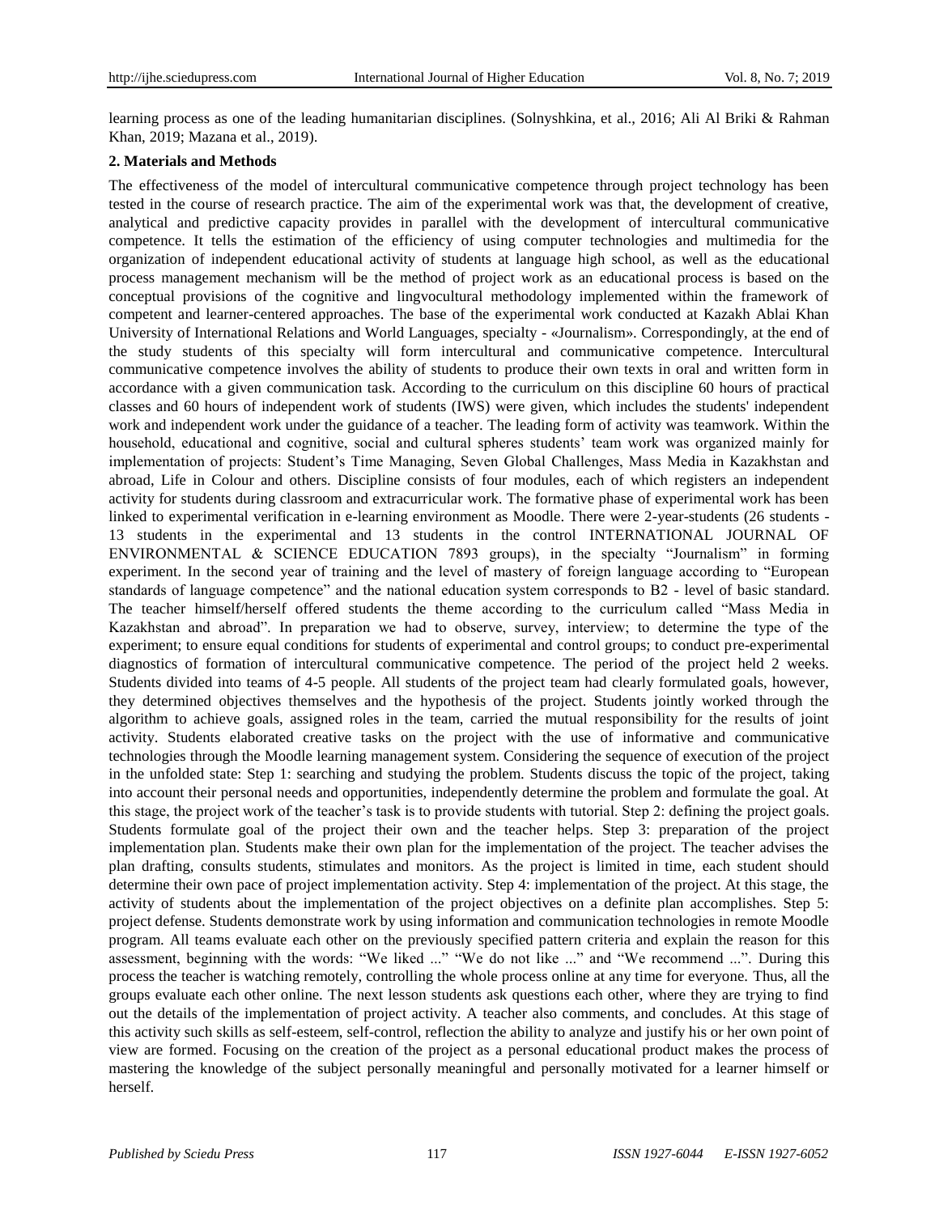learning process as one of the leading humanitarian disciplines. (Solnyshkina, et al., 2016; Ali Al Briki & Rahman Khan, 2019; Mazana et al., 2019).

**2. Materials and Methods**

The effectiveness of the model of intercultural communicative competence through project technology has been tested in the course of research practice. The aim of the experimental work was that, the development of creative, analytical and predictive capacity provides in parallel with the development of intercultural communicative competence. It tells the estimation of the efficiency of using computer technologies and multimedia for the organization of independent educational activity of students at language high school, as well as the educational process management mechanism will be the method of project work as an educational process is based on the conceptual provisions of the cognitive and lingvocultural methodology implemented within the framework of competent and learner-centered approaches. The base of the experimental work conducted at Kazakh Ablai Khan University of International Relations and World Languages, specialty - «Journalism». Correspondingly, at the end of the study students of this specialty will form intercultural and communicative competence. Intercultural communicative competence involves the ability of students to produce their own texts in oral and written form in accordance with a given communication task. According to the curriculum on this discipline 60 hours of practical classes and 60 hours of independent work of students (IWS) were given, which includes the students' independent work and independent work under the guidance of a teacher. The leading form of activity was teamwork. Within the household, educational and cognitive, social and cultural spheres students' team work was organized mainly for implementation of projects: Student's Time Managing, Seven Global Challenges, Mass Media in Kazakhstan and abroad, Life in Colour and others. Discipline consists of four modules, each of which registers an independent activity for students during classroom and extracurricular work. The formative phase of experimental work has been linked to experimental verification in e-learning environment as Moodle. There were 2-year-students (26 students - 13 students in the experimental and 13 students in the control INTERNATIONAL JOURNAL OF ENVIRONMENTAL & SCIENCE EDUCATION 7893 groups), in the specialty "Journalism" in forming experiment. In the second year of training and the level of mastery of foreign language according to "European standards of language competence" and the national education system corresponds to B2 - level of basic standard. The teacher himself/herself offered students the theme according to the curriculum called "Mass Media in Kazakhstan and abroad". In preparation we had to observe, survey, interview; to determine the type of the experiment; to ensure equal conditions for students of experimental and control groups; to conduct pre-experimental diagnostics of formation of intercultural communicative competence. The period of the project held 2 weeks. Students divided into teams of 4-5 people. All students of the project team had clearly formulated goals, however, they determined objectives themselves and the hypothesis of the project. Students jointly worked through the algorithm to achieve goals, assigned roles in the team, carried the mutual responsibility for the results of joint activity. Students elaborated creative tasks on the project with the use of informative and communicative technologies through the Moodle learning management system. Considering the sequence of execution of the project in the unfolded state: Step 1: searching and studying the problem. Students discuss the topic of the project, taking into account their personal needs and opportunities, independently determine the problem and formulate the goal. At this stage, the project work of the teacher's task is to provide students with tutorial. Step 2: defining the project goals. Students formulate goal of the project their own and the teacher helps. Step 3: preparation of the project implementation plan. Students make their own plan for the implementation of the project. The teacher advises the plan drafting, consults students, stimulates and monitors. As the project is limited in time, each student should determine their own pace of project implementation activity. Step 4: implementation of the project. At this stage, the activity of students about the implementation of the project objectives on a definite plan accomplishes. Step 5: project defense. Students demonstrate work by using information and communication technologies in remote Moodle program. All teams evaluate each other on the previously specified pattern criteria and explain the reason for this assessment, beginning with the words: "We liked ..." "We do not like ..." and "We recommend ...". During this process the teacher is watching remotely, controlling the whole process online at any time for everyone. Thus, all the groups evaluate each other online. The next lesson students ask questions each other, where they are trying to find out the details of the implementation of project activity. A teacher also comments, and concludes. At this stage of this activity such skills as self-esteem, self-control, reflection the ability to analyze and justify his or her own point of view are formed. Focusing on the creation of the project as a personal educational product makes the process of mastering the knowledge of the subject personally meaningful and personally motivated for a learner himself or herself.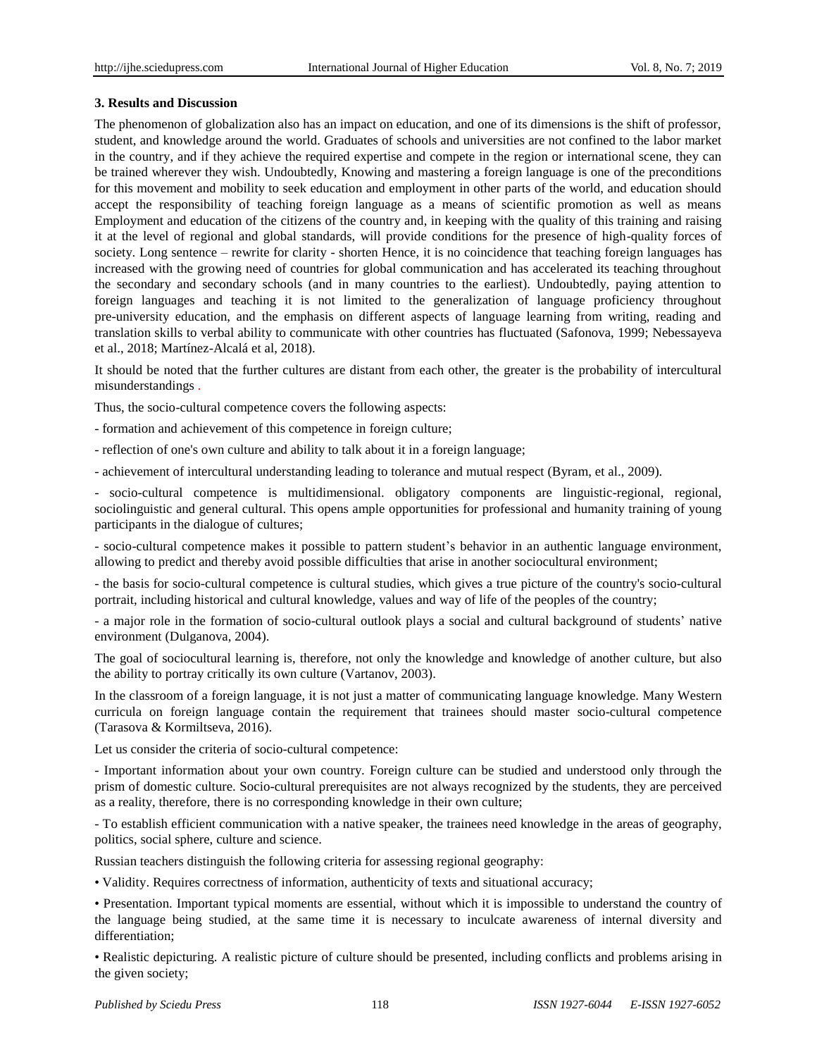### 3. Results and Discussion

The phenomenon of globalization also has an impact on education, and one of its dimensions is the shift of professor, student, and knowledge around the world. Graduates of schools and universities are not confined to the labor market in the country, and if they achieve the required expertise and compete in the region or international scene, they can be trained wherever they wish. Undoubtedly, Knowing and mastering a foreign language is one of the preconditions for this movement and mobility to seek education and employment in other parts of the world, and education should accept the responsibility of teaching foreign language as a means of scientific promotion as well as means Employment and education of the citizens of the country and, in keeping with the quality of this training and raising it at the level of regional and global standards, will provide conditions for the presence of high-quality forces of society. Long sentence – rewrite for clarity - shorten Hence, it is no coincidence that teaching foreign languages has increased with the growing need of countries for global communication and has accelerated its teaching throughout the secondary and secondary schools (and in many countries to the earliest). Undoubtedly, paying attention to foreign languages and teaching it is not limited to the generalization of language proficiency throughout pre-university education, and the emphasis on different aspects of language learning from writing, reading and translation skills to verbal ability to communicate with other countries has fluctuated (Safonova, 1999; Nebessayeva et al., 2018; Martínez-Alcalá et al, 2018).

It should be noted that the further cultures are distant from each other, the greater is the probability of intercultural misunderstandings .

Thus, the socio-cultural competence covers the following aspects:

- formation and achievement of this competence in foreign culture;
- reflection of one's own culture and ability to talk about it in a foreign language;
- achievement of intercultural understanding leading to tolerance and mutual respect (Byram, et al., 2009).
- socio-cultural competence is multidimensional. obligatory components are linguistic-regional, regional, sociolinguistic and general cultural. This opens ample opportunities for professional and humanity training of young participants in the dialogue of cultures;
- socio-cultural competence makes it possible to pattern student's behavior in an authentic language environment, allowing to predict and thereby avoid possible difficulties that arise in another sociocultural environment;
- the basis for socio-cultural competence is cultural studies, which gives a true picture of the country's socio-cultural portrait, including historical and cultural knowledge, values and way of life of the peoples of the country;
- a major role in the formation of socio-cultural outlook plays a social and cultural background of students' native environment (Dulganova, 2004).

The goal of sociocultural learning is, therefore, not only the knowledge and knowledge of another culture, but also the ability to portray critically its own culture (Vartanov, 2003).

In the classroom of a foreign language, it is not just a matter of communicating language knowledge. Many Western curricula on foreign language contain the requirement that trainees should master socio-cultural competence (Tarasova & Kormiltseva, 2016).

Let us consider the criteria of socio-cultural competence:

- Important information about your own country. Foreign culture can be studied and understood only through the prism of domestic culture. Socio-cultural prerequisites are not always recognized by the students, they are perceived as a reality, therefore, there is no corresponding knowledge in their own culture;
- To establish efficient communication with a native speaker, the trainees need knowledge in the areas of geography, politics, social sphere, culture and science.

Russian teachers distinguish the following criteria for assessing regional geography:

- Validity. Requires correctness of information, authenticity of texts and situational accuracy;
- Presentation. Important typical moments are essential, without which it is impossible to understand the country of the language being studied, at the same time it is necessary to inculcate awareness of internal diversity and differentiation;
- Realistic depicturing. A realistic picture of culture should be presented, including conflicts and problems arising in the given society;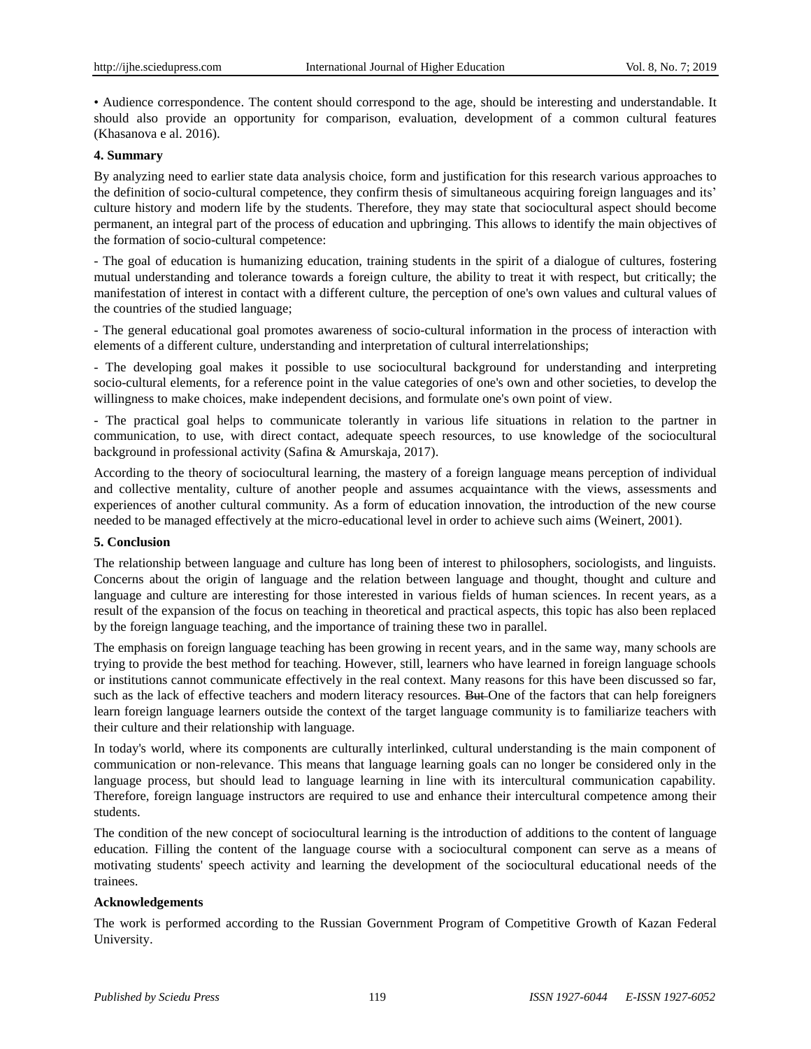• Audience correspondence. The content should correspond to the age, should be interesting and understandable. It should also provide an opportunity for comparison, evaluation, development of a common cultural features (Khasanova e al. 2016).

## 4. Summary

By analyzing need to earlier state data analysis choice, form and justification for this research various approaches to the definition of socio-cultural competence, they confirm thesis of simultaneous acquiring foreign languages and its' culture history and modern life by the students. Therefore, they may state that sociocultural aspect should become permanent, an integral part of the process of education and upbringing. This allows to identify the main objectives of the formation of socio-cultural competence:

- The goal of education is humanizing education, training students in the spirit of a dialogue of cultures, fostering mutual understanding and tolerance towards a foreign culture, the ability to treat it with respect, but critically; the manifestation of interest in contact with a different culture, the perception of one's own values and cultural values of the countries of the studied language;

- The general educational goal promotes awareness of socio-cultural information in the process of interaction with elements of a different culture, understanding and interpretation of cultural interrelationships;

- The developing goal makes it possible to use sociocultural background for understanding and interpreting socio-cultural elements, for a reference point in the value categories of one's own and other societies, to develop the willingness to make choices, make independent decisions, and formulate one's own point of view.

- The practical goal helps to communicate tolerantly in various life situations in relation to the partner in communication, to use, with direct contact, adequate speech resources, to use knowledge of the sociocultural background in professional activity (Safina & Amurskaja, 2017).

According to the theory of sociocultural learning, the mastery of a foreign language means perception of individual and collective mentality, culture of another people and assumes acquaintance with the views, assessments and experiences of another cultural community. As a form of education innovation, the introduction of the new course needed to be managed effectively at the micro-educational level in order to achieve such aims (Weinert, 2001).

## 5. Conclusion

The relationship between language and culture has long been of interest to philosophers, sociologists, and linguists. Concerns about the origin of language and the relation between language and thought, thought and culture and language and culture are interesting for those interested in various fields of human sciences. In recent years, as a result of the expansion of the focus on teaching in theoretical and practical aspects, this topic has also been replaced by the foreign language teaching, and the importance of training these two in parallel.

The emphasis on foreign language teaching has been growing in recent years, and in the same way, many schools are trying to provide the best method for teaching. However, still, learners who have learned in foreign language schools or institutions cannot communicate effectively in the real context. Many reasons for this have been discussed so far, such as the lack of effective teachers and modern literacy resources. ~~But~~ One of the factors that can help foreigners learn foreign language learners outside the context of the target language community is to familiarize teachers with their culture and their relationship with language.

In today's world, where its components are culturally interlinked, cultural understanding is the main component of communication or non-relevance. This means that language learning goals can no longer be considered only in the language process, but should lead to language learning in line with its intercultural communication capability. Therefore, foreign language instructors are required to use and enhance their intercultural competence among their students.

The condition of the new concept of sociocultural learning is the introduction of additions to the content of language education. Filling the content of the language course with a sociocultural component can serve as a means of motivating students' speech activity and learning the development of the sociocultural educational needs of the trainees.

## Acknowledgements

The work is performed according to the Russian Government Program of Competitive Growth of Kazan Federal University.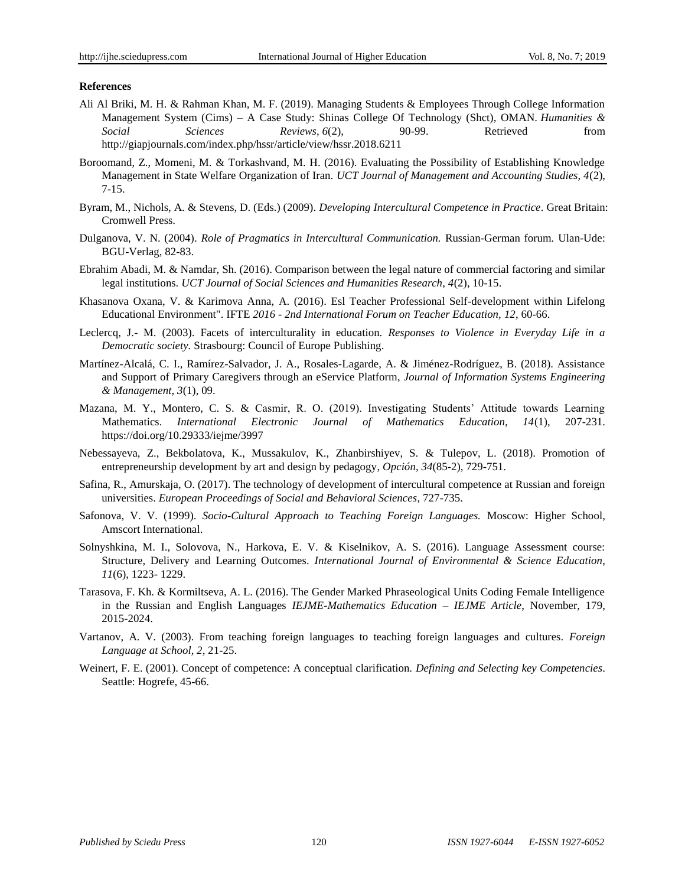**References**

Ali Al Briki, M. H. & Rahman Khan, M. F. (2019). Managing Students & Employees Through College Information Management System (Cims) – A Case Study: Shinas College Of Technology (Shct), OMAN. *Humanities & Social Sciences Reviews, 6*(2), 90-99. Retrieved from http://giapjournals.com/index.php/hssr/article/view/hssr.2018.6211

Boroomand, Z., Momeni, M. & Torkashvand, M. H. (2016). Evaluating the Possibility of Establishing Knowledge Management in State Welfare Organization of Iran. *UCT Journal of Management and Accounting Studies, 4*(2), 7-15.

Byram, M., Nichols, A. & Stevens, D. (Eds.) (2009). *Developing Intercultural Competence in Practice*. Great Britain: Cromwell Press.

Dulganova, V. N. (2004). *Role of Pragmatics in Intercultural Communication.* Russian-German forum. Ulan-Ude: BGU-Verlag, 82-83.

Ebrahim Abadi, M. & Namdar, Sh. (2016). Comparison between the legal nature of commercial factoring and similar legal institutions. *UCT Journal of Social Sciences and Humanities Research, 4*(2), 10-15.

Khasanova Oxana, V. & Karimova Anna, A. (2016). Esl Teacher Professional Self-development within Lifelong Educational Environment". IFTE *2016 - 2nd International Forum on Teacher Education, 12*, 60-66.

Leclercq, J.- M. (2003). Facets of interculturality in education. *Responses to Violence in Everyday Life in a Democratic society*. Strasbourg: Council of Europe Publishing.

Martínez-Alcalá, C. I., Ramírez-Salvador, J. A., Rosales-Lagarde, A. & Jiménez-Rodríguez, B. (2018). Assistance and Support of Primary Caregivers through an eService Platform, *Journal of Information Systems Engineering & Management, 3*(1), 09.

Mazana, M. Y., Montero, C. S. & Casmir, R. O. (2019). Investigating Students' Attitude towards Learning Mathematics. *International Electronic Journal of Mathematics Education, 14*(1), 207-231. https://doi.org/10.29333/iejme/3997

Nebessayeva, Z., Bekbolatova, K., Mussakulov, K., Zhanbirshiyev, S. & Tulepov, L. (2018). Promotion of entrepreneurship development by art and design by pedagogy, *Opción, 34*(85-2), 729-751.

Safina, R., Amurskaja, O. (2017). The technology of development of intercultural competence at Russian and foreign universities. *European Proceedings of Social and Behavioral Sciences*, 727-735.

Safonova, V. V. (1999). *Socio-Cultural Approach to Teaching Foreign Languages.* Moscow: Higher School, Amscort International.

Solnyshkina, M. I., Solovova, N., Harkova, E. V. & Kiselnikov, A. S. (2016). Language Assessment course: Structure, Delivery and Learning Outcomes. *International Journal of Environmental & Science Education, 11*(6), 1223- 1229.

Tarasova, F. Kh. & Kormiltseva, A. L. (2016). The Gender Marked Phraseological Units Coding Female Intelligence in the Russian and English Languages *IEJME-Mathematics Education – IEJME Article*, November, 179, 2015-2024.

Vartanov, A. V. (2003). From teaching foreign languages to teaching foreign languages and cultures. *Foreign Language at School, 2*, 21-25.

Weinert, F. E. (2001). Concept of competence: A conceptual clarification. *Defining and Selecting key Competencies*. Seattle: Hogrefe, 45-66.